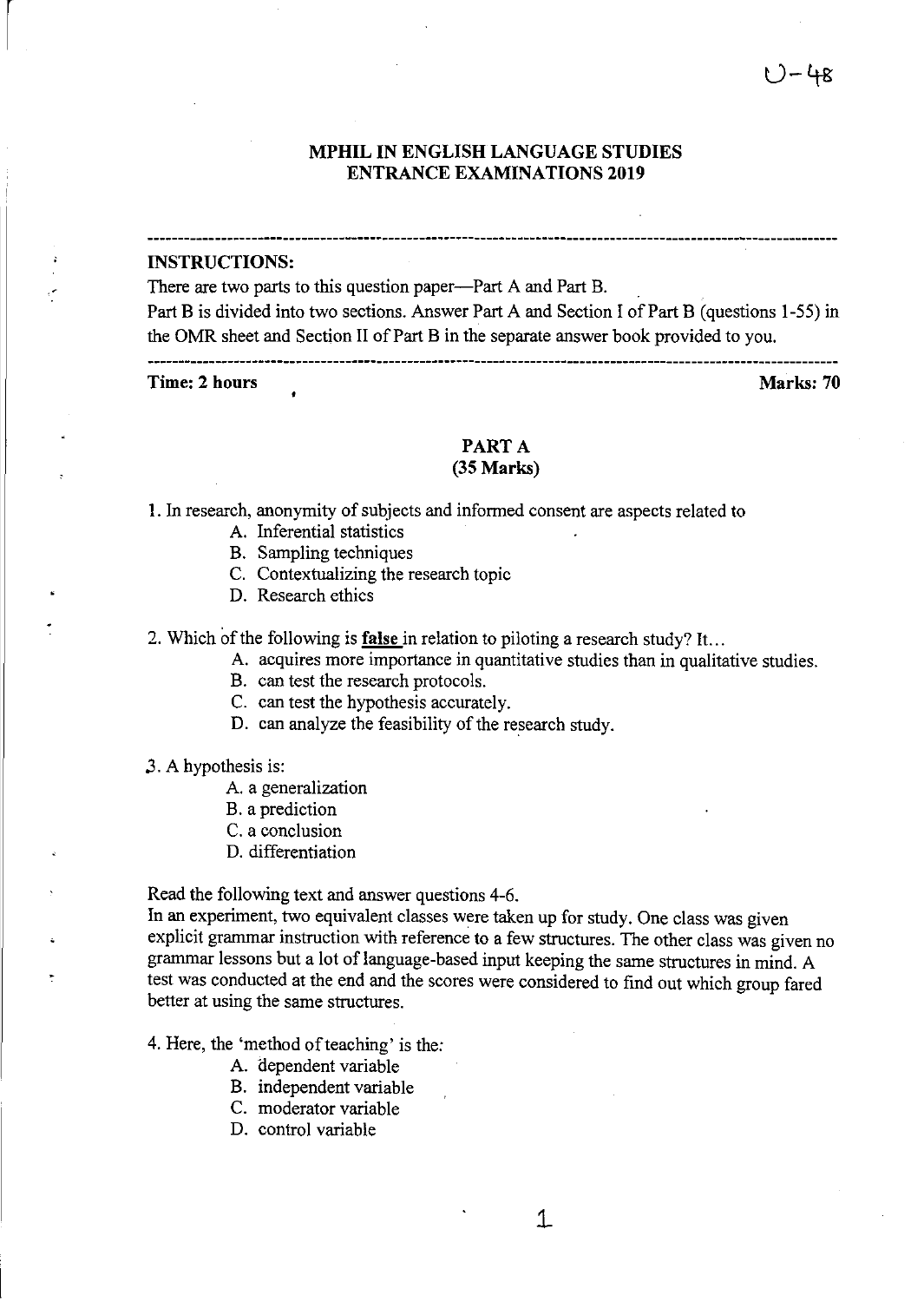U-48

# MPHIL IN ENGLISH LANGUAGE STUDIES
# ENTRANCE EXAMINATIONS 2019

---

**INSTRUCTIONS:**

There are two parts to this question paper—Part A and Part B.

Part B is divided into two sections. Answer Part A and Section I of Part B (questions 1-55) in the OMR sheet and Section II of Part B in the separate answer book provided to you.

---

**Time: 2 hours** **Marks: 70**

## PART A
## (35 Marks)

1. In research, anonymity of subjects and informed consent are aspects related to
   - A. Inferential statistics
   - B. Sampling techniques
   - C. Contextualizing the research topic
   - D. Research ethics

2. Which of the following is **false** in relation to piloting a research study? It…
   - A. acquires more importance in quantitative studies than in qualitative studies.
   - B. can test the research protocols.
   - C. can test the hypothesis accurately.
   - D. can analyze the feasibility of the research study.

3. A hypothesis is:
   - A. a generalization
   - B. a prediction
   - C. a conclusion
   - D. differentiation

Read the following text and answer questions 4-6.

In an experiment, two equivalent classes were taken up for study. One class was given explicit grammar instruction with reference to a few structures. The other class was given no grammar lessons but a lot of language-based input keeping the same structures in mind. A test was conducted at the end and the scores were considered to find out which group fared better at using the same structures.

4. Here, the 'method of teaching' is the:
   - A. dependent variable
   - B. independent variable
   - C. moderator variable
   - D. control variable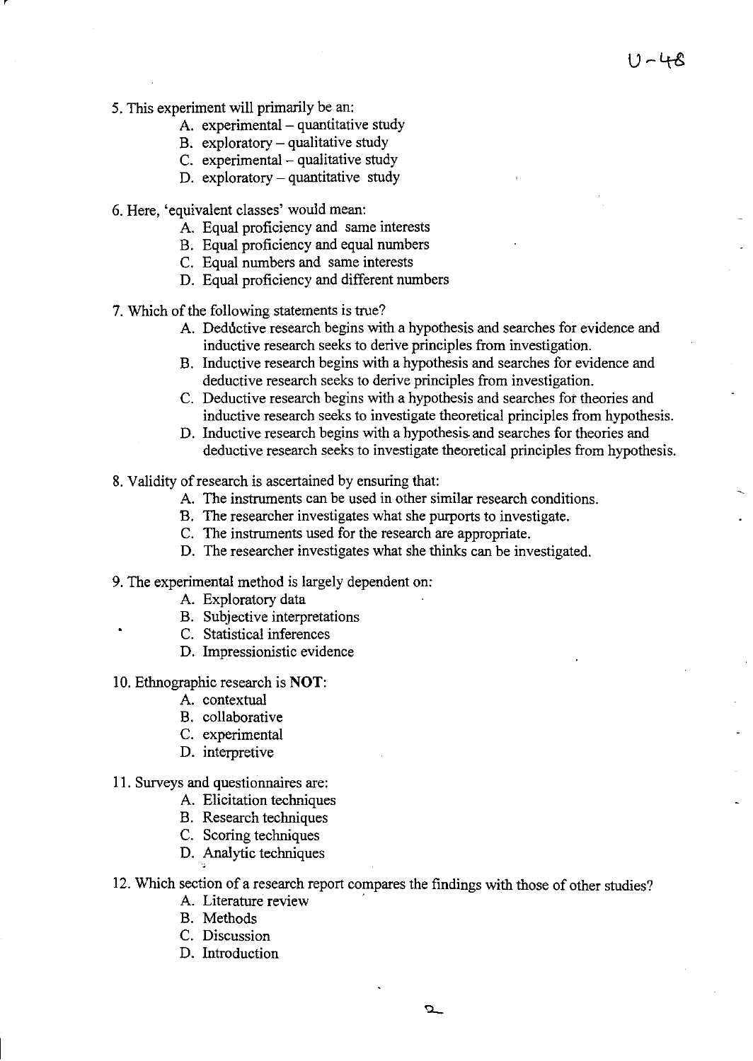5. This experiment will primarily be an:
   - A. experimental – quantitative study
   - B. exploratory – qualitative study
   - C. experimental – qualitative study
   - D. exploratory – quantitative study

6. Here, 'equivalent classes' would mean:
   - A. Equal proficiency and same interests
   - B. Equal proficiency and equal numbers
   - C. Equal numbers and same interests
   - D. Equal proficiency and different numbers

7. Which of the following statements is true?
   - A. Deductive research begins with a hypothesis and searches for evidence and inductive research seeks to derive principles from investigation.
   - B. Inductive research begins with a hypothesis and searches for evidence and deductive research seeks to derive principles from investigation.
   - C. Deductive research begins with a hypothesis and searches for theories and inductive research seeks to investigate theoretical principles from hypothesis.
   - D. Inductive research begins with a hypothesis and searches for theories and deductive research seeks to investigate theoretical principles from hypothesis.

8. Validity of research is ascertained by ensuring that:
   - A. The instruments can be used in other similar research conditions.
   - B. The researcher investigates what she purports to investigate.
   - C. The instruments used for the research are appropriate.
   - D. The researcher investigates what she thinks can be investigated.

9. The experimental method is largely dependent on:
   - A. Exploratory data
   - B. Subjective interpretations
   - C. Statistical inferences
   - D. Impressionistic evidence

10. Ethnographic research is **NOT**:
    - A. contextual
    - B. collaborative
    - C. experimental
    - D. interpretive

11. Surveys and questionnaires are:
    - A. Elicitation techniques
    - B. Research techniques
    - C. Scoring techniques
    - D. Analytic techniques

12. Which section of a research report compares the findings with those of other studies?
    - A. Literature review
    - B. Methods
    - C. Discussion
    - D. Introduction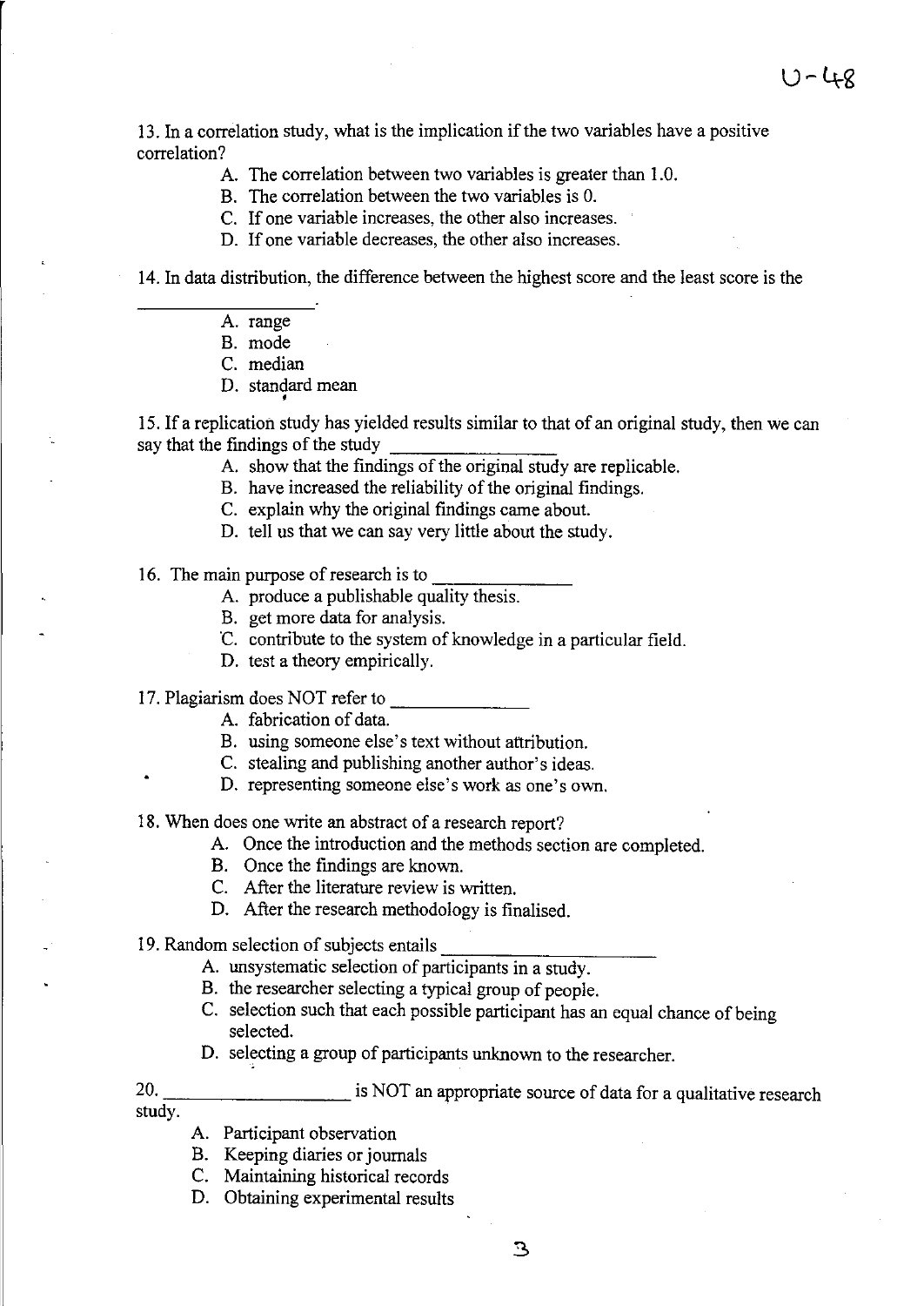13. In a correlation study, what is the implication if the two variables have a positive correlation?

A. The correlation between two variables is greater than 1.0.
B. The correlation between the two variables is 0.
C. If one variable increases, the other also increases.
D. If one variable decreases, the other also increases.

14. In data distribution, the difference between the highest score and the least score is the ________________.

A. range
B. mode
C. median
D. standard mean

15. If a replication study has yielded results similar to that of an original study, then we can say that the findings of the study ________________

A. show that the findings of the original study are replicable.
B. have increased the reliability of the original findings.
C. explain why the original findings came about.
D. tell us that we can say very little about the study.

16. The main purpose of research is to ______________

A. produce a publishable quality thesis.
B. get more data for analysis.
C. contribute to the system of knowledge in a particular field.
D. test a theory empirically.

17. Plagiarism does NOT refer to ______________

A. fabrication of data.
B. using someone else's text without attribution.
C. stealing and publishing another author's ideas.
D. representing someone else's work as one's own.

18. When does one write an abstract of a research report?

A. Once the introduction and the methods section are completed.
B. Once the findings are known.
C. After the literature review is written.
D. After the research methodology is finalised.

19. Random selection of subjects entails ______________________

A. unsystematic selection of participants in a study.
B. the researcher selecting a typical group of people.
C. selection such that each possible participant has an equal chance of being selected.
D. selecting a group of participants unknown to the researcher.

20. ____________________ is NOT an appropriate source of data for a qualitative research study.

A. Participant observation
B. Keeping diaries or journals
C. Maintaining historical records
D. Obtaining experimental results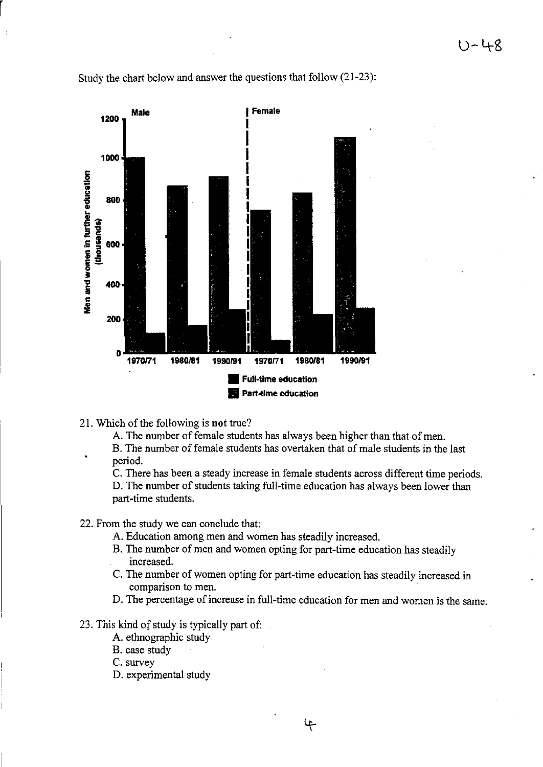Study the chart below and answer the questions that follow (21-23):

Male

Female

1200

1000

800

600

400

200

0

Men and women in further education (thousands)

1970/71 1980/81 1990/91 1970/71 1980/81 1990/91

Full-time education

Part-time education

21. Which of the following is **not** true?
    A. The number of female students has always been higher than that of men.
    B. The number of female students has overtaken that of male students in the last period.
    C. There has been a steady increase in female students across different time periods.
    D. The number of students taking full-time education has always been lower than part-time students.

22. From the study we can conclude that:
    A. Education among men and women has steadily increased.
    B. The number of men and women opting for part-time education has steadily increased.
    C. The number of women opting for part-time education has steadily increased in comparison to men.
    D. The percentage of increase in full-time education for men and women is the same.

23. This kind of study is typically part of:
    A. ethnographic study
    B. case study
    C. survey
    D. experimental study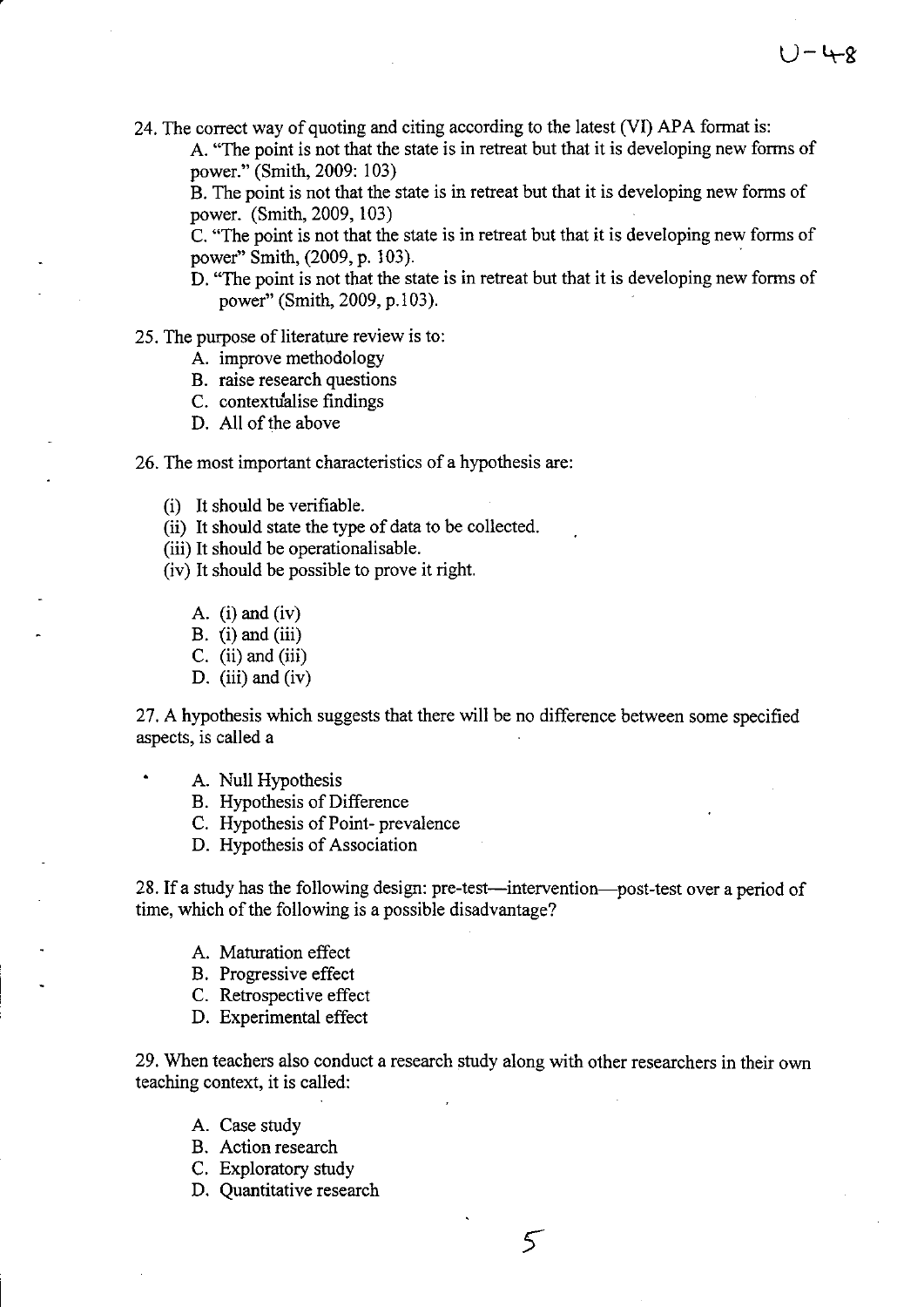24. The correct way of quoting and citing according to the latest (VI) APA format is:

A. "The point is not that the state is in retreat but that it is developing new forms of power." (Smith, 2009: 103)

B. The point is not that the state is in retreat but that it is developing new forms of power. (Smith, 2009, 103)

C. "The point is not that the state is in retreat but that it is developing new forms of power" Smith, (2009, p. 103).

D. "The point is not that the state is in retreat but that it is developing new forms of power" (Smith, 2009, p.103).

25. The purpose of literature review is to:

A. improve methodology
B. raise research questions
C. contextualise findings
D. All of the above

26. The most important characteristics of a hypothesis are:

(i) It should be verifiable.
(ii) It should state the type of data to be collected.
(iii) It should be operationalisable.
(iv) It should be possible to prove it right.

A. (i) and (iv)
B. (i) and (iii)
C. (ii) and (iii)
D. (iii) and (iv)

27. A hypothesis which suggests that there will be no difference between some specified aspects, is called a

A. Null Hypothesis
B. Hypothesis of Difference
C. Hypothesis of Point- prevalence
D. Hypothesis of Association

28. If a study has the following design: pre-test—intervention—post-test over a period of time, which of the following is a possible disadvantage?

A. Maturation effect
B. Progressive effect
C. Retrospective effect
D. Experimental effect

29. When teachers also conduct a research study along with other researchers in their own teaching context, it is called:

A. Case study
B. Action research
C. Exploratory study
D. Quantitative research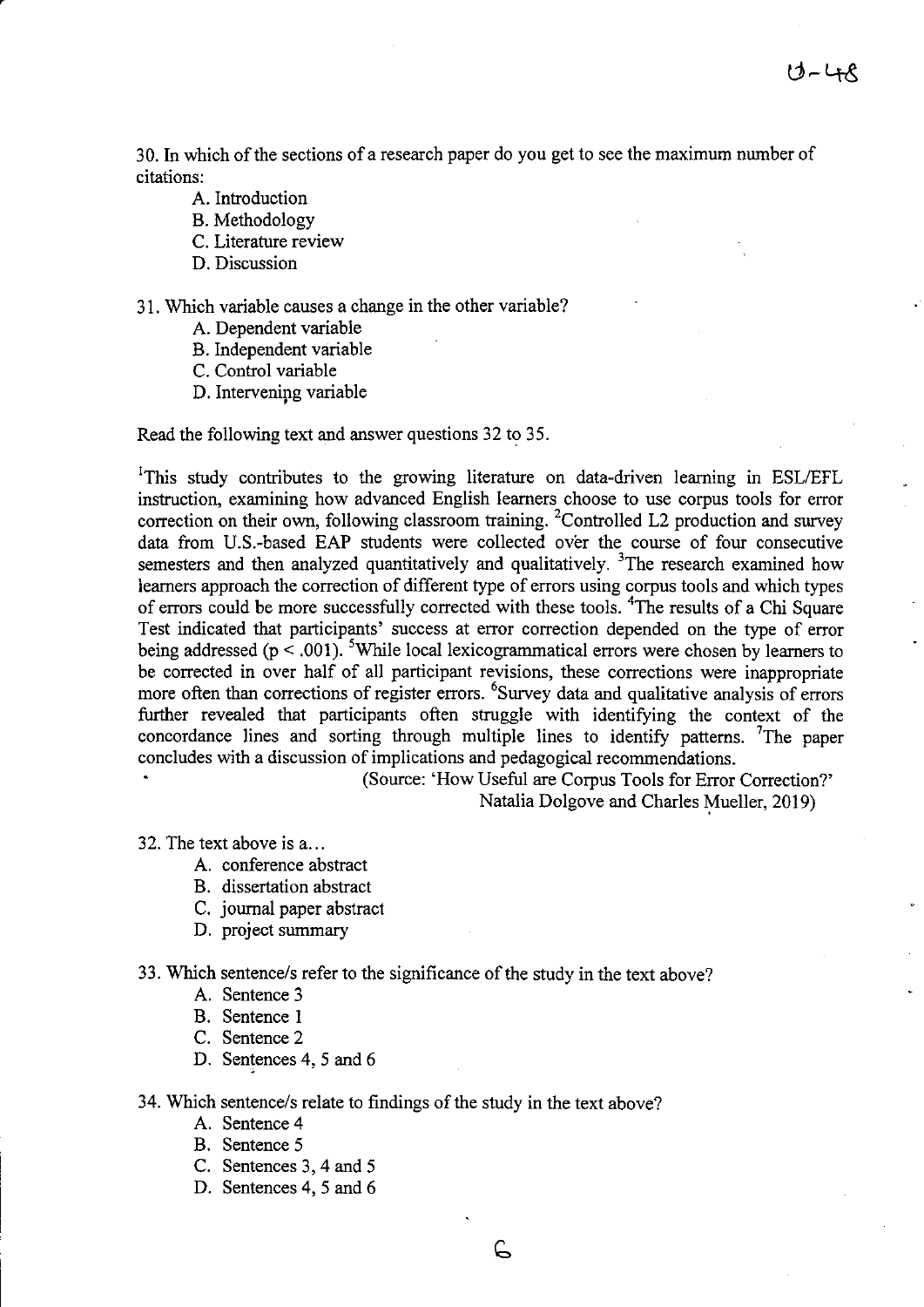30. In which of the sections of a research paper do you get to see the maximum number of citations:

   A. Introduction
   B. Methodology
   C. Literature review
   D. Discussion

31. Which variable causes a change in the other variable?

   A. Dependent variable
   B. Independent variable
   C. Control variable
   D. Intervening variable

Read the following text and answer questions 32 to 35.

[1]This study contributes to the growing literature on data-driven learning in ESL/EFL instruction, examining how advanced English learners choose to use corpus tools for error correction on their own, following classroom training. [2]Controlled L2 production and survey data from U.S.-based EAP students were collected over the course of four consecutive semesters and then analyzed quantitatively and qualitatively. [3]The research examined how learners approach the correction of different type of errors using corpus tools and which types of errors could be more successfully corrected with these tools. [4]The results of a Chi Square Test indicated that participants' success at error correction depended on the type of error being addressed ($p < .001$). [5]While local lexicogrammatical errors were chosen by learners to be corrected in over half of all participant revisions, these corrections were inappropriate more often than corrections of register errors. [6]Survey data and qualitative analysis of errors further revealed that participants often struggle with identifying the context of the concordance lines and sorting through multiple lines to identify patterns. [7]The paper concludes with a discussion of implications and pedagogical recommendations.

(Source: 'How Useful are Corpus Tools for Error Correction?' Natalia Dolgove and Charles Mueller, 2019)

32. The text above is a...

   A. conference abstract
   B. dissertation abstract
   C. journal paper abstract
   D. project summary

33. Which sentence/s refer to the significance of the study in the text above?

   A. Sentence 3
   B. Sentence 1
   C. Sentence 2
   D. Sentences 4, 5 and 6

34. Which sentence/s relate to findings of the study in the text above?

   A. Sentence 4
   B. Sentence 5
   C. Sentences 3, 4 and 5
   D. Sentences 4, 5 and 6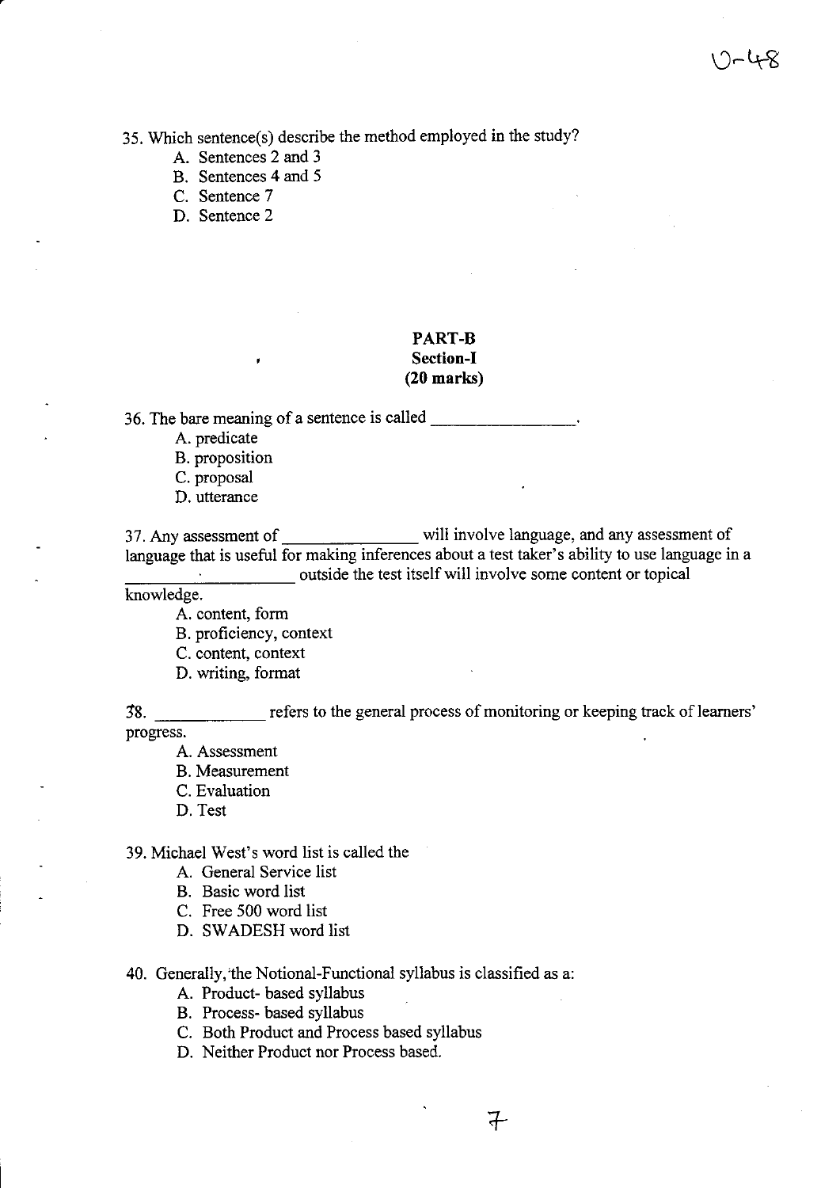35. Which sentence(s) describe the method employed in the study?

A. Sentences 2 and 3
B. Sentences 4 and 5
C. Sentence 7
D. Sentence 2

**PART-B**
**Section-I**
**(20 marks)**

36. The bare meaning of a sentence is called ________________.

A. predicate
B. proposition
C. proposal
D. utterance

37. Any assessment of _______________ will involve language, and any assessment of language that is useful for making inferences about a test taker's ability to use language in a ____________________ outside the test itself will involve some content or topical knowledge.

A. content, form
B. proficiency, context
C. content, context
D. writing, format

38. ____________ refers to the general process of monitoring or keeping track of learners' progress.

A. Assessment
B. Measurement
C. Evaluation
D. Test

39. Michael West's word list is called the

A. General Service list
B. Basic word list
C. Free 500 word list
D. SWADESH word list

40. Generally, the Notional-Functional syllabus is classified as a:

A. Product- based syllabus
B. Process- based syllabus
C. Both Product and Process based syllabus
D. Neither Product nor Process based.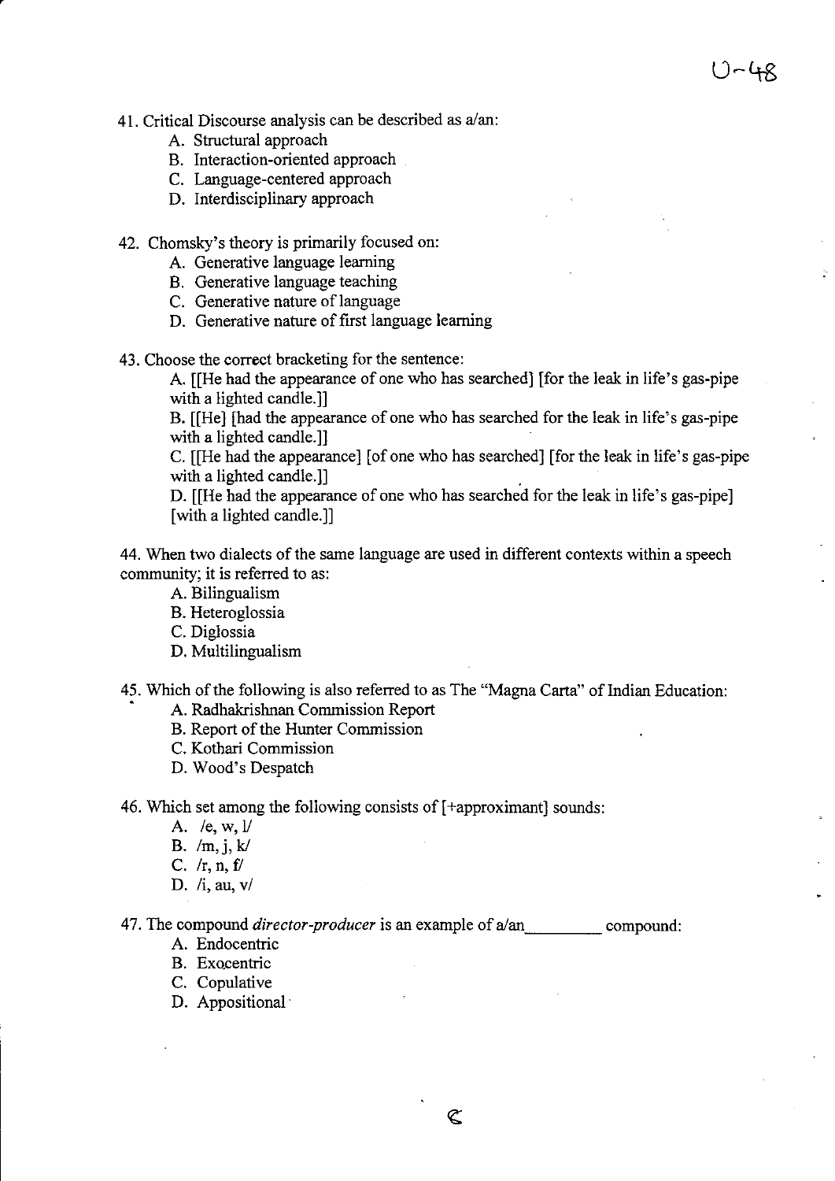41. Critical Discourse analysis can be described as a/an:
    - A. Structural approach
    - B. Interaction-oriented approach
    - C. Language-centered approach
    - D. Interdisciplinary approach

42. Chomsky's theory is primarily focused on:
    - A. Generative language learning
    - B. Generative language teaching
    - C. Generative nature of language
    - D. Generative nature of first language learning

43. Choose the correct bracketing for the sentence:
    - A. [[He had the appearance of one who has searched] [for the leak in life's gas-pipe with a lighted candle.]]
    - B. [[He] [had the appearance of one who has searched for the leak in life's gas-pipe with a lighted candle.]]
    - C. [[He had the appearance] [of one who has searched] [for the leak in life's gas-pipe with a lighted candle.]]
    - D. [[He had the appearance of one who has searched for the leak in life's gas-pipe] [with a lighted candle.]]

44. When two dialects of the same language are used in different contexts within a speech community; it is referred to as:
    - A. Bilingualism
    - B. Heteroglossia
    - C. Diglossia
    - D. Multilingualism

45. Which of the following is also referred to as The "Magna Carta" of Indian Education:
    - A. Radhakrishnan Commission Report
    - B. Report of the Hunter Commission
    - C. Kothari Commission
    - D. Wood's Despatch

46. Which set among the following consists of [+approximant] sounds:
    - A. /e, w, l/
    - B. /m, j, k/
    - C. /r, n, f/
    - D. /i, au, v/

47. The compound *director-producer* is an example of a/an_________ compound:
    - A. Endocentric
    - B. Exocentric
    - C. Copulative
    - D. Appositional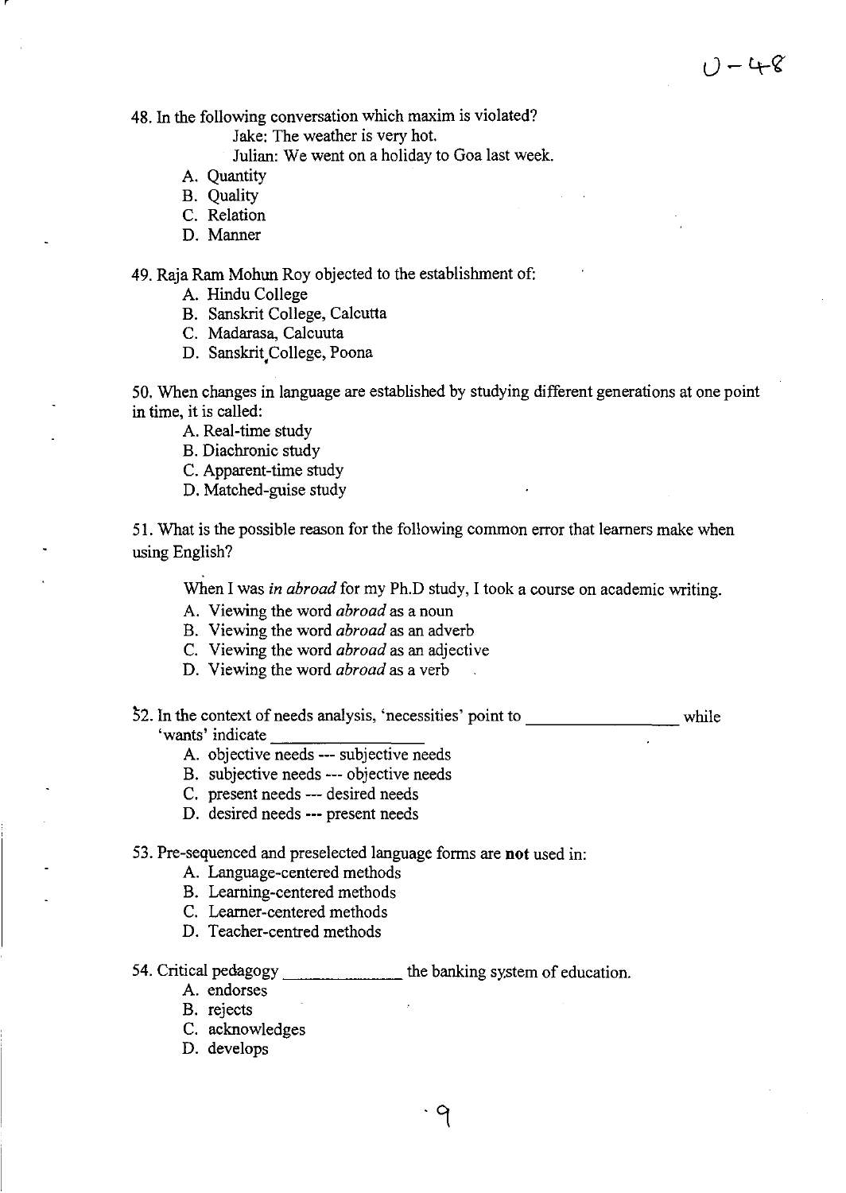48. In the following conversation which maxim is violated?

    Jake: The weather is very hot.

    Julian: We went on a holiday to Goa last week.

    A. Quantity
    B. Quality
    C. Relation
    D. Manner

49. Raja Ram Mohun Roy objected to the establishment of:

    A. Hindu College
    B. Sanskrit College, Calcutta
    C. Madarasa, Calcuuta
    D. Sanskrit College, Poona

50. When changes in language are established by studying different generations at one point in time, it is called:

    A. Real-time study
    B. Diachronic study
    C. Apparent-time study
    D. Matched-guise study

51. What is the possible reason for the following common error that learners make when using English?

    When I was *in abroad* for my Ph.D study, I took a course on academic writing.

    A. Viewing the word *abroad* as a noun
    B. Viewing the word *abroad* as an adverb
    C. Viewing the word *abroad* as an adjective
    D. Viewing the word *abroad* as a verb

52. In the context of needs analysis, 'necessities' point to _________________ while 'wants' indicate _________________

    A. objective needs --- subjective needs
    B. subjective needs --- objective needs
    C. present needs --- desired needs
    D. desired needs --- present needs

53. Pre-sequenced and preselected language forms are **not** used in:

    A. Language-centered methods
    B. Learning-centered methods
    C. Learner-centered methods
    D. Teacher-centred methods

54. Critical pedagogy ______________ the banking system of education.

    A. endorses
    B. rejects
    C. acknowledges
    D. develops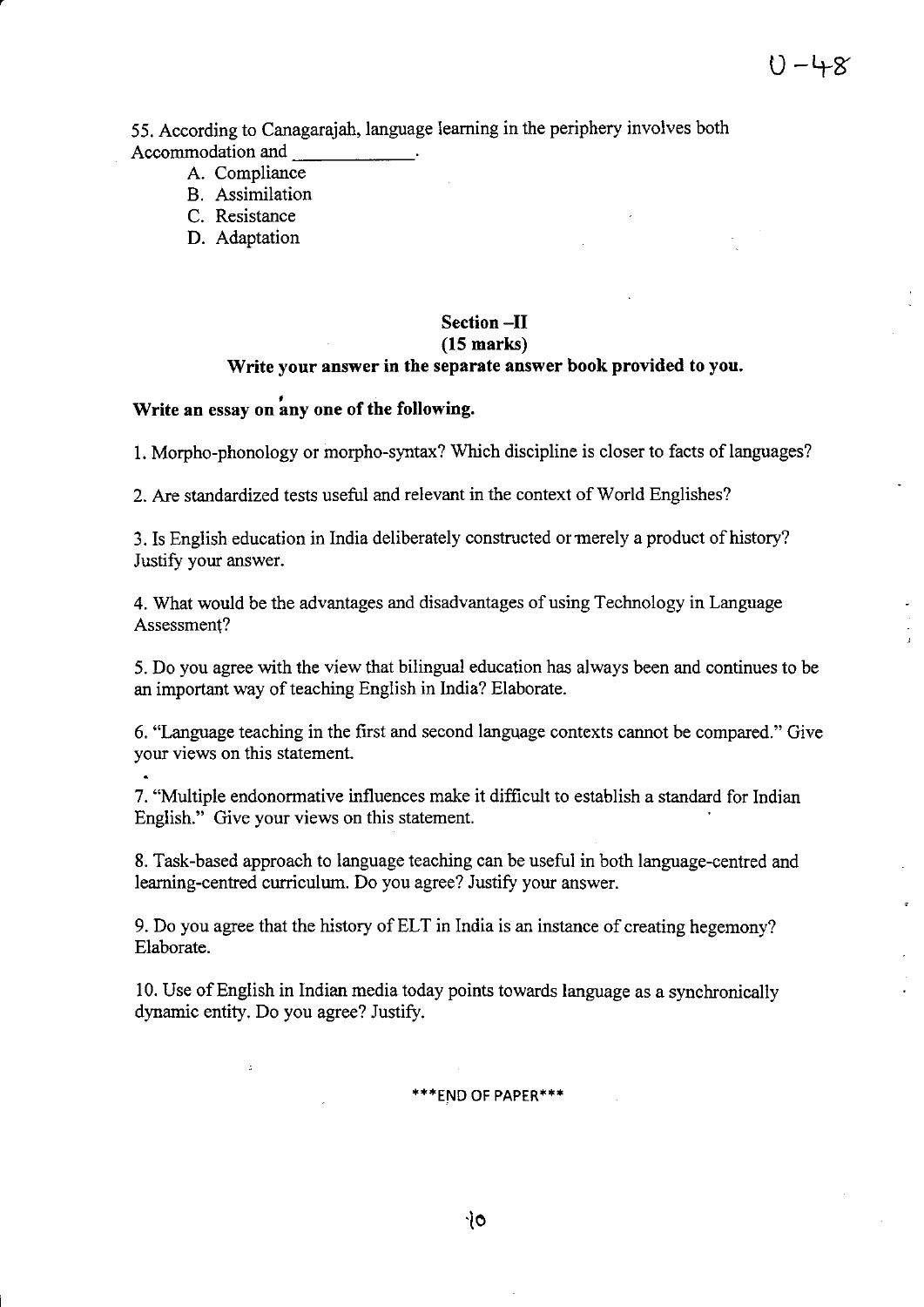55. According to Canagarajah, language learning in the periphery involves both Accommodation and ____________.

A. Compliance
B. Assimilation
C. Resistance
D. Adaptation

**Section –II**
**(15 marks)**
**Write your answer in the separate answer book provided to you.**

**Write an essay on any one of the following.**

1. Morpho-phonology or morpho-syntax? Which discipline is closer to facts of languages?

2. Are standardized tests useful and relevant in the context of World Englishes?

3. Is English education in India deliberately constructed or merely a product of history? Justify your answer.

4. What would be the advantages and disadvantages of using Technology in Language Assessment?

5. Do you agree with the view that bilingual education has always been and continues to be an important way of teaching English in India? Elaborate.

6. "Language teaching in the first and second language contexts cannot be compared." Give your views on this statement.

7. "Multiple endonormative influences make it difficult to establish a standard for Indian English." Give your views on this statement.

8. Task-based approach to language teaching can be useful in both language-centred and learning-centred curriculum. Do you agree? Justify your answer.

9. Do you agree that the history of ELT in India is an instance of creating hegemony? Elaborate.

10. Use of English in Indian media today points towards language as a synchronically dynamic entity. Do you agree? Justify.

\*\*\*END OF PAPER\*\*\*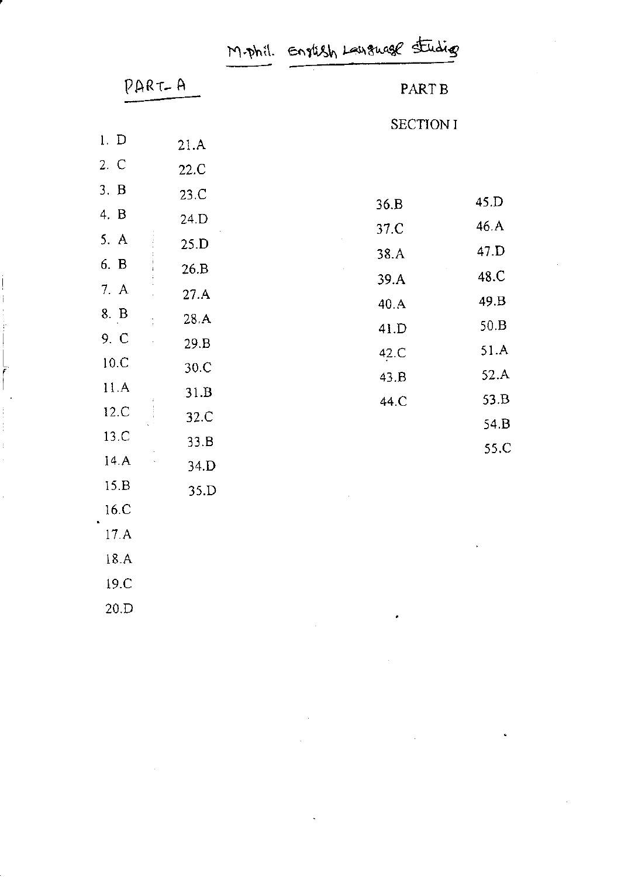# M.phil. English Language Studies

## PART- A

1. D
2. C
3. B
4. B
5. A
6. B
7. A
8. B
9. C
10. C
11. A
12. C
13. C
14. A
15. B
16. C
17. A
18. A
19. C
20. D
21. A
22. C
23. C
24. D
25. D
26. B
27. A
28. A
29. B
30. C
31. B
32. C
33. B
34. D
35. D

## PART B

### SECTION I

36. B
37. C
38. A
39. A
40. A
41. D
42. C
43. B
44. C
45. D
46. A
47. D
48. C
49. B
50. B
51. A
52. A
53. B
54. B
55. C